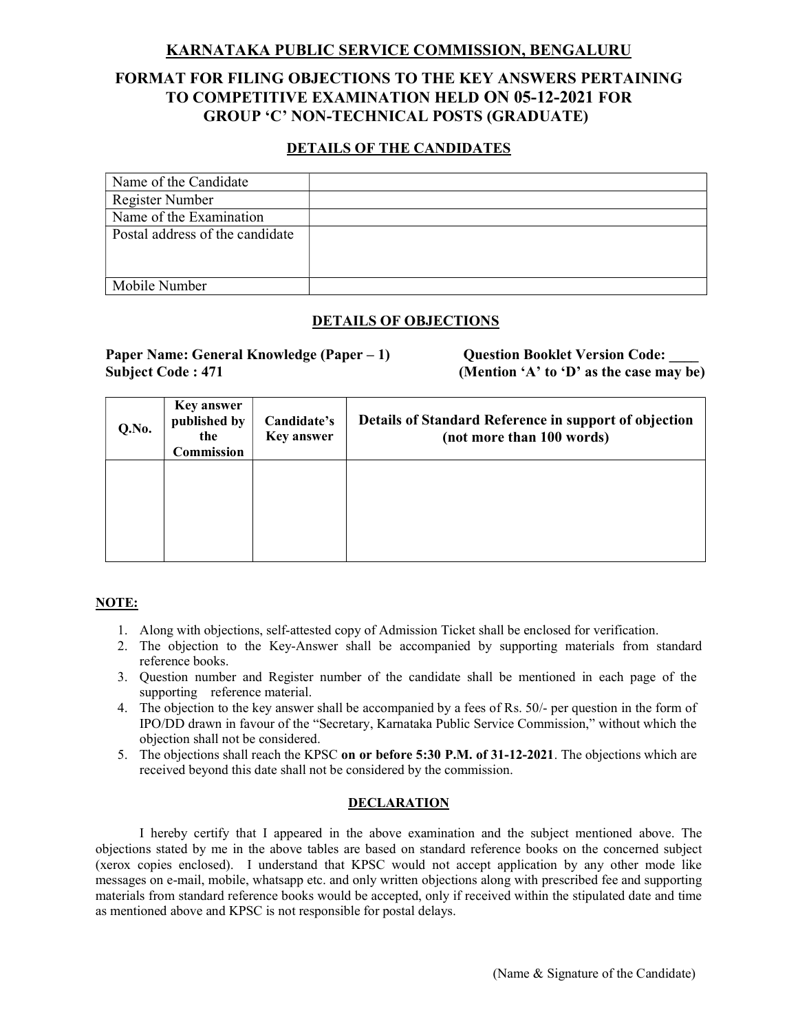# KARNATAKA PUBLIC SERVICE COMMISSION, BENGALURU

## FORMAT FOR FILING OBJECTIONS TO THE KEY ANSWERS PERTAINING TO COMPETITIVE EXAMINATION HELD ON 05-12-2021 FOR GROUP 'C' NON-TECHNICAL POSTS (GRADUATE)

### DETAILS OF THE CANDIDATES

| Name of the Candidate | |
|---|---|
| Register Number | |
| Name of the Examination | |
| Postal address of the candidate | |
| Mobile Number | |

### DETAILS OF OBJECTIONS

**Paper Name: General Knowledge (Paper – 1)** **Question Booklet Version Code: ____**
**Subject Code : 471** **(Mention 'A' to 'D' as the case may be)**

| Q.No. | Key answer published by the Commission | Candidate's Key answer | Details of Standard Reference in support of objection (not more than 100 words) |
|---|---|---|---|
| | | | |

**NOTE:**

1. Along with objections, self-attested copy of Admission Ticket shall be enclosed for verification.
2. The objection to the Key-Answer shall be accompanied by supporting materials from standard reference books.
3. Question number and Register number of the candidate shall be mentioned in each page of the supporting reference material.
4. The objection to the key answer shall be accompanied by a fees of Rs. 50/- per question in the form of IPO/DD drawn in favour of the "Secretary, Karnataka Public Service Commission," without which the objection shall not be considered.
5. The objections shall reach the KPSC **on or before 5:30 P.M. of 31-12-2021**. The objections which are received beyond this date shall not be considered by the commission.

### DECLARATION

I hereby certify that I appeared in the above examination and the subject mentioned above. The objections stated by me in the above tables are based on standard reference books on the concerned subject (xerox copies enclosed). I understand that KPSC would not accept application by any other mode like messages on e-mail, mobile, whatsapp etc. and only written objections along with prescribed fee and supporting materials from standard reference books would be accepted, only if received within the stipulated date and time as mentioned above and KPSC is not responsible for postal delays.

(Name & Signature of the Candidate)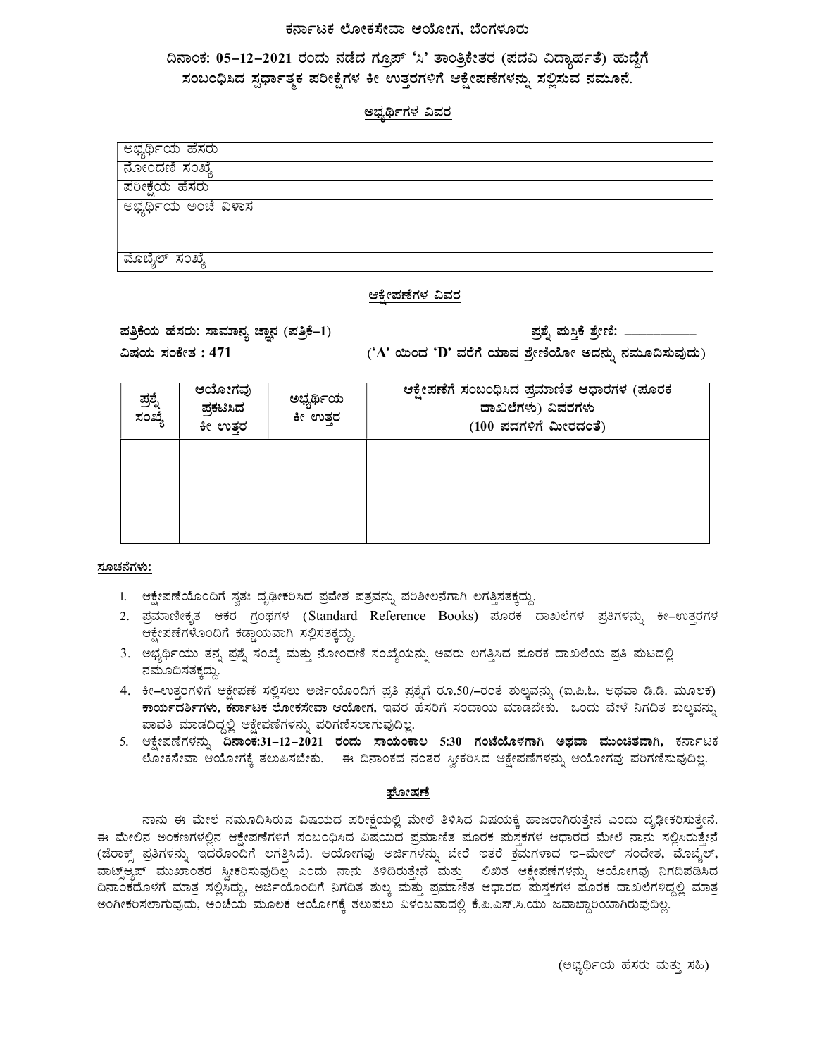# ಕರ್ನಾಟಕ ಲೋಕಸೇವಾ ಆಯೋಗ, ಬೆಂಗಳೂರು

## ದಿನಾಂಕ: 05-12-2021 ರಂದು ನಡೆದ ಗ್ರೂಪ್ 'ಸಿ' ತಾಂತ್ರಿಕೇತರ (ಪದವಿ ವಿದ್ಯಾರ್ಹತೆ) ಹುದ್ದೆಗೆ ಸಂಬಂಧಿಸಿದ ಸ್ಪರ್ಧಾತ್ಮಕ ಪರೀಕ್ಷೆಗಳ ಕೀ ಉತ್ತರಗಳಿಗೆ ಆಕ್ಷೇಪಣೆಗಳನ್ನು ಸಲ್ಲಿಸುವ ನಮೂನೆ.

### ಅಭ್ಯರ್ಥಿಗಳ ವಿವರ

| | |
|---|---|
| ಅಭ್ಯರ್ಥಿಯ ಹೆಸರು | |
| ನೋಂದಣಿ ಸಂಖ್ಯೆ | |
| ಪರೀಕ್ಷೆಯ ಹೆಸರು | |
| ಅಭ್ಯರ್ಥಿಯ ಅಂಚೆ ವಿಳಾಸ | |
| ಮೊಬೈಲ್ ಸಂಖ್ಯೆ | |

### ಆಕ್ಷೇಪಣೆಗಳ ವಿವರ

**ಪತ್ರಿಕೆಯ ಹೆಸರು: ಸಾಮಾನ್ಯ ಜ್ಞಾನ (ಪತ್ರಿಕೆ-1)** **ಪ್ರಶ್ನೆ ಪುಸ್ತಿಕೆ ಶ್ರೇಣಿ: \_\_\_\_\_\_\_\_\_\_**

**ವಿಷಯ ಸಂಕೇತ : 471** **('A' ಯಿಂದ 'D' ವರೆಗೆ ಯಾವ ಶ್ರೇಣಿಯೋ ಅದನ್ನು ನಮೂದಿಸುವುದು)**

| ಪ್ರಶ್ನೆ ಸಂಖ್ಯೆ | ಆಯೋಗವು ಪ್ರಕಟಿಸಿದ ಕೀ ಉತ್ತರ | ಅಭ್ಯರ್ಥಿಯ ಕೀ ಉತ್ತರ | ಆಕ್ಷೇಪಣೆಗೆ ಸಂಬಂಧಿಸಿದ ಪ್ರಮಾಣಿತ ಆಧಾರಗಳ (ಪೂರಕ ದಾಖಲೆಗಳು) ವಿವರಗಳು (100 ಪದಗಳಿಗೆ ಮೀರದಂತೆ) |
|---|---|---|---|
| | | | |

**ಸೂಚನೆಗಳು:**

1. ಆಕ್ಷೇಪಣೆಯೊಂದಿಗೆ ಸ್ವತಃ ದೃಢೀಕರಿಸಿದ ಪ್ರವೇಶ ಪತ್ರವನ್ನು ಪರಿಶೀಲನೆಗಾಗಿ ಲಗತ್ತಿಸತಕ್ಕದ್ದು.
2. ಪ್ರಮಾಣೀಕೃತ ಆಕರ ಗ್ರಂಥಗಳ (Standard Reference Books) ಪೂರಕ ದಾಖಲೆಗಳ ಪ್ರತಿಗಳನ್ನು ಕೀ-ಉತ್ತರಗಳ ಆಕ್ಷೇಪಣೆಗಳೊಂದಿಗೆ ಕಡ್ಡಾಯವಾಗಿ ಸಲ್ಲಿಸತಕ್ಕದ್ದು.
3. ಅಭ್ಯರ್ಥಿಯು ತನ್ನ ಪ್ರಶ್ನೆ ಸಂಖ್ಯೆ ಮತ್ತು ನೋಂದಣಿ ಸಂಖ್ಯೆಯನ್ನು ಅವರು ಲಗತ್ತಿಸಿದ ಪೂರಕ ದಾಖಲೆಯ ಪ್ರತಿ ಪುಟದಲ್ಲಿ ನಮೂದಿಸತಕ್ಕದ್ದು.
4. ಕೀ-ಉತ್ತರಗಳಿಗೆ ಆಕ್ಷೇಪಣೆ ಸಲ್ಲಿಸಲು ಅರ್ಜಿಯೊಂದಿಗೆ ಪ್ರತಿ ಪ್ರಶ್ನೆಗೆ ರೂ.50/-ರಂತೆ ಶುಲ್ಕವನ್ನು (ಐ.ಪಿ.ಓ. ಅಥವಾ ಡಿ.ಡಿ. ಮೂಲಕ) **ಕಾರ್ಯದರ್ಶಿಗಳು, ಕರ್ನಾಟಕ ಲೋಕಸೇವಾ ಆಯೋಗ,** ಇವರ ಹೆಸರಿಗೆ ಸಂದಾಯ ಮಾಡಬೇಕು. ಒಂದು ವೇಳೆ ನಿಗದಿತ ಶುಲ್ಕವನ್ನು ಪಾವತಿ ಮಾಡದಿದ್ದಲ್ಲಿ ಆಕ್ಷೇಪಣೆಗಳನ್ನು ಪರಿಗಣಿಸಲಾಗುವುದಿಲ್ಲ.
5. ಆಕ್ಷೇಪಣೆಗಳನ್ನು **ದಿನಾಂಕ:31-12-2021 ರಂದು ಸಾಯಂಕಾಲ 5:30 ಗಂಟೆಯೊಳಗಾಗಿ ಅಥವಾ ಮುಂಚಿತವಾಗಿ,** ಕರ್ನಾಟಕ ಲೋಕಸೇವಾ ಆಯೋಗಕ್ಕೆ ತಲುಪಿಸಬೇಕು. ಈ ದಿನಾಂಕದ ನಂತರ ಸ್ವೀಕರಿಸಿದ ಆಕ್ಷೇಪಣೆಗಳನ್ನು ಆಯೋಗವು ಪರಿಗಣಿಸುವುದಿಲ್ಲ.

### ಘೋಷಣೆ

ನಾನು ಈ ಮೇಲೆ ನಮೂದಿಸಿರುವ ವಿಷಯದ ಪರೀಕ್ಷೆಯಲ್ಲಿ ಮೇಲೆ ತಿಳಿಸಿದ ವಿಷಯಕ್ಕೆ ಹಾಜರಾಗಿರುತ್ತೇನೆ ಎಂದು ದೃಢೀಕರಿಸುತ್ತೇನೆ. ಈ ಮೇಲಿನ ಅಂಕಣಗಳಲ್ಲಿನ ಆಕ್ಷೇಪಣೆಗಳಿಗೆ ಸಂಬಂಧಿಸಿದ ವಿಷಯದ ಪ್ರಮಾಣಿತ ಪೂರಕ ಪುಸ್ತಕಗಳ ಆಧಾರದ ಮೇಲೆ ನಾನು ಸಲ್ಲಿಸುತ್ತೇನೆ (ಜೆರಾಕ್ಸ್ ಪ್ರತಿಗಳನ್ನು ಇದರೊಂದಿಗೆ ಲಗತ್ತಿಸಿದೆ). ಆಯೋಗವು ಅರ್ಜಿಗಳನ್ನು ಬೇರೆ ಇತರೆ ಕ್ರಮಗಳಾದ ಇ-ಮೇಲ್ ಸಂದೇಶ, ಮೊಬೈಲ್, ವಾಟ್ಸ್ಆ್ಯಪ್ ಮುಖಾಂತರ ಸ್ವೀಕರಿಸುವುದಿಲ್ಲ ಎಂದು ನಾನು ತಿಳಿದಿರುತ್ತೇನೆ ಮತ್ತು ಲಿಖಿತ ಆಕ್ಷೇಪಣೆಗಳನ್ನು ಆಯೋಗವು ನಿಗದಿಪಡಿಸಿದ ದಿನಾಂಕದೊಳಗೆ ಮಾತ್ರ ಸಲ್ಲಿಸಿದ್ದು, ಅರ್ಜಿಯೊಂದಿಗೆ ನಿಗದಿತ ಶುಲ್ಕ ಮತ್ತು ಪ್ರಮಾಣಿತ ಆಧಾರದ ಪುಸ್ತಕಗಳ ಪೂರಕ ದಾಖಲೆಗಳಿದ್ದಲ್ಲಿ ಮಾತ್ರ ಅಂಗೀಕರಿಸಲಾಗುವುದು, ಅಂಚೆಯ ಮೂಲಕ ಆಯೋಗಕ್ಕೆ ತಲುಪಲು ವಿಳಂಬವಾದಲ್ಲಿ ಕೆ.ಪಿ.ಎಸ್.ಸಿ.ಯು ಜವಾಬ್ದಾರಿಯಾಗಿರುವುದಿಲ್ಲ.

(ಅಭ್ಯರ್ಥಿಯ ಹೆಸರು ಮತ್ತು ಸಹಿ)